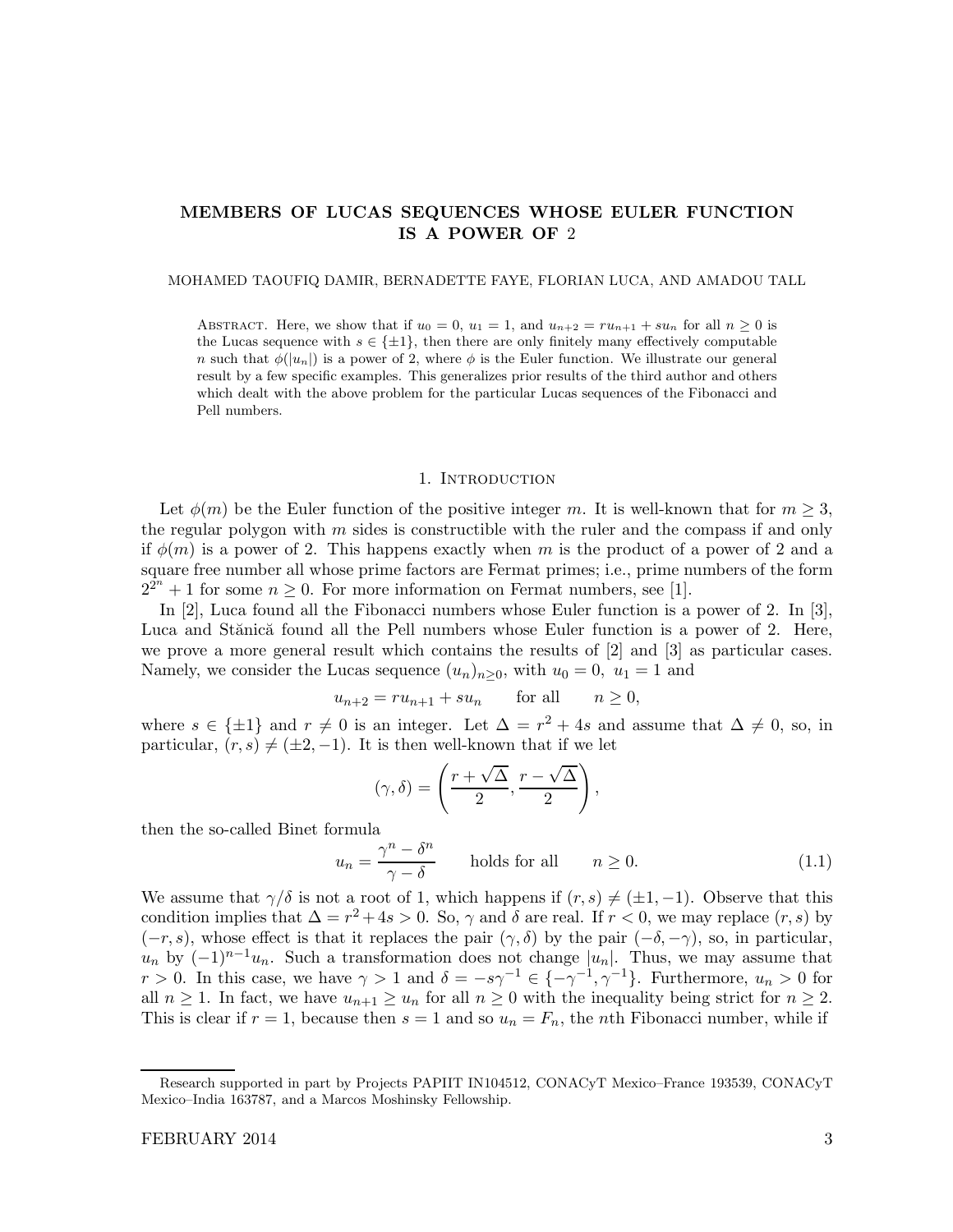# MEMBERS OF LUCAS SEQUENCES WHOSE EULER FUNCTION IS A POWER OF 2

MOHAMED TAOUFIQ DAMIR, BERNADETTE FAYE, FLORIAN LUCA, AND AMADOU TALL

Abstract. Here, we show that if $u_0 = 0$, $u_1 = 1$, and $u_{n+2} = ru_{n+1} + su_n$ for all $n \geq 0$ is the Lucas sequence with $s \in \{\pm 1\}$, then there are only finitely many effectively computable $n$ such that $\phi(|u_n|)$ is a power of 2, where $\phi$ is the Euler function. We illustrate our general result by a few specific examples. This generalizes prior results of the third author and others which dealt with the above problem for the particular Lucas sequences of the Fibonacci and Pell numbers.

## 1. Introduction

Let $\phi(m)$ be the Euler function of the positive integer $m$. It is well-known that for $m \geq 3$, the regular polygon with $m$ sides is constructible with the ruler and the compass if and only if $\phi(m)$ is a power of 2. This happens exactly when $m$ is the product of a power of 2 and a square free number all whose prime factors are Fermat primes; i.e., prime numbers of the form $2^{2^n} + 1$ for some $n \geq 0$. For more information on Fermat numbers, see [1].

In [2], Luca found all the Fibonacci numbers whose Euler function is a power of 2. In [3], Luca and Stănică found all the Pell numbers whose Euler function is a power of 2. Here, we prove a more general result which contains the results of [2] and [3] as particular cases. Namely, we consider the Lucas sequence $(u_n)_{n\geq 0}$, with $u_0 = 0$, $u_1 = 1$ and

$$u_{n+2} = ru_{n+1} + su_n \qquad \text{for all} \qquad n \geq 0,$$

where $s \in \{\pm 1\}$ and $r \neq 0$ is an integer. Let $\Delta = r^2 + 4s$ and assume that $\Delta \neq 0$, so, in particular, $(r, s) \neq (\pm 2, -1)$. It is then well-known that if we let

$$(\gamma, \delta) = \left( \frac{r + \sqrt{\Delta}}{2}, \frac{r - \sqrt{\Delta}}{2} \right),$$

then the so-called Binet formula

$$u_n = \frac{\gamma^n - \delta^n}{\gamma - \delta} \qquad \text{holds for all} \qquad n \geq 0. \tag{1.1}$$

We assume that $\gamma/\delta$ is not a root of 1, which happens if $(r, s) \neq (\pm 1, -1)$. Observe that this condition implies that $\Delta = r^2 + 4s > 0$. So, $\gamma$ and $\delta$ are real. If $r < 0$, we may replace $(r, s)$ by $(-r, s)$, whose effect is that it replaces the pair $(\gamma, \delta)$ by the pair $(-\delta, -\gamma)$, so, in particular, $u_n$ by $(-1)^{n-1}u_n$. Such a transformation does not change $|u_n|$. Thus, we may assume that $r > 0$. In this case, we have $\gamma > 1$ and $\delta = -s\gamma^{-1} \in \{-\gamma^{-1}, \gamma^{-1}\}$. Furthermore, $u_n > 0$ for all $n \geq 1$. In fact, we have $u_{n+1} \geq u_n$ for all $n \geq 0$ with the inequality being strict for $n \geq 2$. This is clear if $r = 1$, because then $s = 1$ and so $u_n = F_n$, the $n$th Fibonacci number, while if

Research supported in part by Projects PAPIIT IN104512, CONACyT Mexico–France 193539, CONACyT Mexico–India 163787, and a Marcos Moshinsky Fellowship.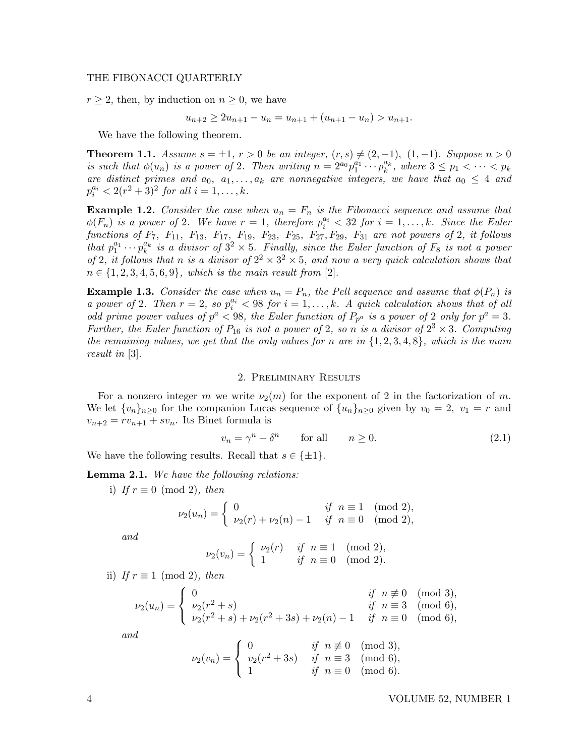$r \geq 2$, then, by induction on $n \geq 0$, we have

$$u_{n+2} \geq 2u_{n+1} - u_n = u_{n+1} + (u_{n+1} - u_n) > u_{n+1}.$$

We have the following theorem.

**Theorem 1.1.** *Assume $s = \pm 1$, $r > 0$ be an integer, $(r, s) \neq (2, -1)$, $(1, -1)$. Suppose $n > 0$ is such that $\phi(u_n)$ is a power of 2. Then writing $n = 2^{a_0} p_1^{a_1} \cdots p_k^{a_k}$, where $3 \leq p_1 < \cdots < p_k$ are distinct primes and $a_0, a_1, \ldots, a_k$ are nonnegative integers, we have that $a_0 \leq 4$ and $p_i^{a_i} < 2(r^2 + 3)^2$ for all $i = 1, \ldots, k$.*

**Example 1.2.** *Consider the case when $u_n = F_n$ is the Fibonacci sequence and assume that $\phi(F_n)$ is a power of 2. We have $r = 1$, therefore $p_i^{a_i} < 32$ for $i = 1, \ldots, k$. Since the Euler functions of $F_7$, $F_{11}$, $F_{13}$, $F_{17}$, $F_{19}$, $F_{23}$, $F_{25}$, $F_{27}, F_{29}$, $F_{31}$ are not powers of 2, it follows that $p_1^{a_1} \cdots p_k^{a_k}$ is a divisor of $3^2 \times 5$. Finally, since the Euler function of $F_8$ is not a power of 2, it follows that $n$ is a divisor of $2^2 \times 3^2 \times 5$, and now a very quick calculation shows that $n \in \{1, 2, 3, 4, 5, 6, 9\}$, which is the main result from [2].*

**Example 1.3.** *Consider the case when $u_n = P_n$, the Pell sequence and assume that $\phi(P_n)$ is a power of 2. Then $r = 2$, so $p_i^{a_i} < 98$ for $i = 1, \ldots, k$. A quick calculation shows that of all odd prime power values of $p^a < 98$, the Euler function of $P_{p^a}$ is a power of 2 only for $p^a = 3$. Further, the Euler function of $P_{16}$ is not a power of 2, so $n$ is a divisor of $2^3 \times 3$. Computing the remaining values, we get that the only values for $n$ are in $\{1, 2, 3, 4, 8\}$, which is the main result in [3].*

## 2. Preliminary Results

For a nonzero integer $m$ we write $\nu_2(m)$ for the exponent of 2 in the factorization of $m$. We let $\{v_n\}_{n \geq 0}$ for the companion Lucas sequence of $\{u_n\}_{n \geq 0}$ given by $v_0 = 2$, $v_1 = r$ and $v_{n+2} = rv_{n+1} + sv_n$. Its Binet formula is

$$v_n = \gamma^n + \delta^n \qquad \text{for all} \qquad n \geq 0. \tag{2.1}$$

We have the following results. Recall that $s \in \{\pm 1\}$.

**Lemma 2.1.** *We have the following relations:*

i) *If $r \equiv 0 \pmod 2$, then*

$$\nu_2(u_n) = \begin{cases} 0 & \text{if } n \equiv 1 \pmod 2, \\ \nu_2(r) + \nu_2(n) - 1 & \text{if } n \equiv 0 \pmod 2, \end{cases}$$

*and*

$$\nu_2(v_n) = \begin{cases} \nu_2(r) & \text{if } n \equiv 1 \pmod 2, \\ 1 & \text{if } n \equiv 0 \pmod 2. \end{cases}$$

ii) *If $r \equiv 1 \pmod 2$, then*

$$\nu_2(u_n) = \begin{cases} 0 & \text{if } n \not\equiv 0 \pmod 3, \\ \nu_2(r^2 + s) & \text{if } n \equiv 3 \pmod 6, \\ \nu_2(r^2 + s) + \nu_2(r^2 + 3s) + \nu_2(n) - 1 & \text{if } n \equiv 0 \pmod 6, \end{cases}$$

*and*

$$\nu_2(v_n) = \begin{cases} 0 & \text{if } n \not\equiv 0 \pmod 3, \\ v_2(r^2 + 3s) & \text{if } n \equiv 3 \pmod 6, \\ 1 & \text{if } n \equiv 0 \pmod 6. \end{cases}$$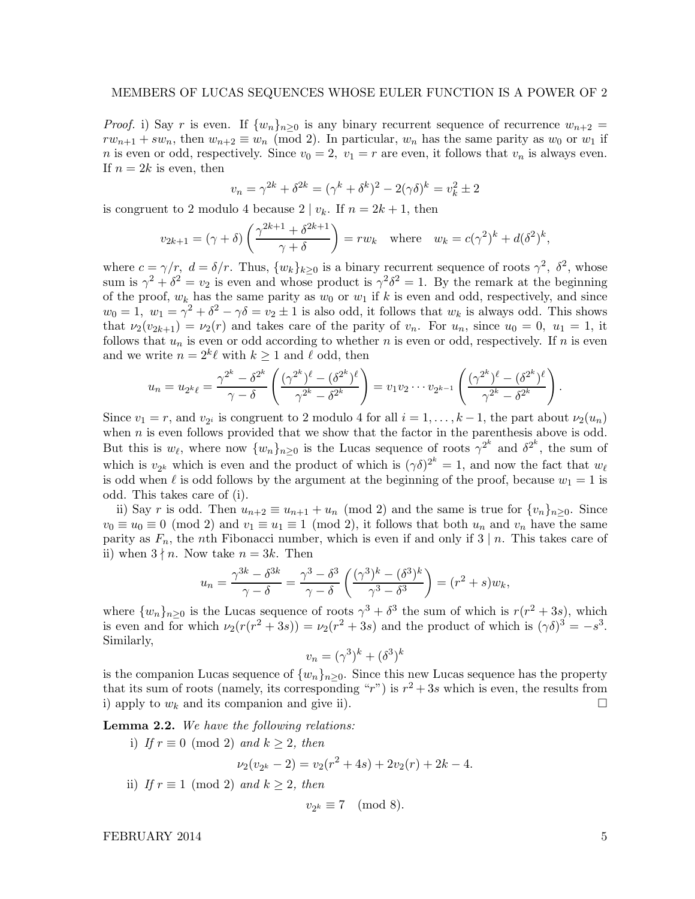*Proof.* i) Say $r$ is even. If $\{w_n\}_{n\geq 0}$ is any binary recurrent sequence of recurrence $w_{n+2} = rw_{n+1} + sw_n$, then $w_{n+2} \equiv w_n \pmod 2$. In particular, $w_n$ has the same parity as $w_0$ or $w_1$ if $n$ is even or odd, respectively. Since $v_0 = 2,\ v_1 = r$ are even, it follows that $v_n$ is always even. If $n = 2k$ is even, then

$$v_n = \gamma^{2k} + \delta^{2k} = (\gamma^k + \delta^k)^2 - 2(\gamma\delta)^k = v_k^2 \pm 2$$

is congruent to 2 modulo 4 because $2 \mid v_k$. If $n = 2k+1$, then

$$v_{2k+1} = (\gamma + \delta)\left(\frac{\gamma^{2k+1} + \delta^{2k+1}}{\gamma + \delta}\right) = rw_k \quad \text{where} \quad w_k = c(\gamma^2)^k + d(\delta^2)^k,$$

where $c = \gamma/r,\ d = \delta/r$. Thus, $\{w_k\}_{k\geq 0}$ is a binary recurrent sequence of roots $\gamma^2,\ \delta^2$, whose sum is $\gamma^2 + \delta^2 = v_2$ is even and whose product is $\gamma^2\delta^2 = 1$. By the remark at the beginning of the proof, $w_k$ has the same parity as $w_0$ or $w_1$ if $k$ is even and odd, respectively, and since $w_0 = 1,\ w_1 = \gamma^2 + \delta^2 - \gamma\delta = v_2 \pm 1$ is also odd, it follows that $w_k$ is always odd. This shows that $\nu_2(v_{2k+1}) = \nu_2(r)$ and takes care of the parity of $v_n$. For $u_n$, since $u_0 = 0,\ u_1 = 1$, it follows that $u_n$ is even or odd according to whether $n$ is even or odd, respectively. If $n$ is even and we write $n = 2^k\ell$ with $k \geq 1$ and $\ell$ odd, then

$$u_n = u_{2^k\ell} = \frac{\gamma^{2^k} - \delta^{2^k}}{\gamma - \delta}\left(\frac{(\gamma^{2^k})^\ell - (\delta^{2^k})^\ell}{\gamma^{2^k} - \delta^{2^k}}\right) = v_1 v_2 \cdots v_{2^{k-1}}\left(\frac{(\gamma^{2^k})^\ell - (\delta^{2^k})^\ell}{\gamma^{2^k} - \delta^{2^k}}\right).$$

Since $v_1 = r$, and $v_{2^i}$ is congruent to 2 modulo 4 for all $i = 1, \ldots, k-1$, the part about $\nu_2(u_n)$ when $n$ is even follows provided that we show that the factor in the parenthesis above is odd. But this is $w_\ell$, where now $\{w_n\}_{n\geq 0}$ is the Lucas sequence of roots $\gamma^{2^k}$ and $\delta^{2^k}$, the sum of which is $v_{2^k}$ which is even and the product of which is $(\gamma\delta)^{2^k} = 1$, and now the fact that $w_\ell$ is odd when $\ell$ is odd follows by the argument at the beginning of the proof, because $w_1 = 1$ is odd. This takes care of (i).

ii) Say $r$ is odd. Then $u_{n+2} \equiv u_{n+1} + u_n \pmod 2$ and the same is true for $\{v_n\}_{n\geq 0}$. Since $v_0 \equiv u_0 \equiv 0 \pmod 2$ and $v_1 \equiv u_1 \equiv 1 \pmod 2$, it follows that both $u_n$ and $v_n$ have the same parity as $F_n$, the $n$th Fibonacci number, which is even if and only if $3 \mid n$. This takes care of ii) when $3 \nmid n$. Now take $n = 3k$. Then

$$u_n = \frac{\gamma^{3k} - \delta^{3k}}{\gamma - \delta} = \frac{\gamma^3 - \delta^3}{\gamma - \delta}\left(\frac{(\gamma^3)^k - (\delta^3)^k}{\gamma^3 - \delta^3}\right) = (r^2 + s)w_k,$$

where $\{w_n\}_{n\geq 0}$ is the Lucas sequence of roots $\gamma^3 + \delta^3$ the sum of which is $r(r^2 + 3s)$, which is even and for which $\nu_2(r(r^2 + 3s)) = \nu_2(r^2 + 3s)$ and the product of which is $(\gamma\delta)^3 = -s^3$. Similarly,

$$v_n = (\gamma^3)^k + (\delta^3)^k$$

is the companion Lucas sequence of $\{w_n\}_{n\geq 0}$. Since this new Lucas sequence has the property that its sum of roots (namely, its corresponding "$r$") is $r^2 + 3s$ which is even, the results from i) apply to $w_k$ and its companion and give ii). $\square$

**Lemma 2.2.** *We have the following relations:*

i) *If $r \equiv 0 \pmod 2$ and $k \geq 2$, then*

$$\nu_2(v_{2^k} - 2) = \nu_2(r^2 + 4s) + 2\nu_2(r) + 2k - 4.$$

ii) *If $r \equiv 1 \pmod 2$ and $k \geq 2$, then*

$$v_{2^k} \equiv 7 \pmod 8.$$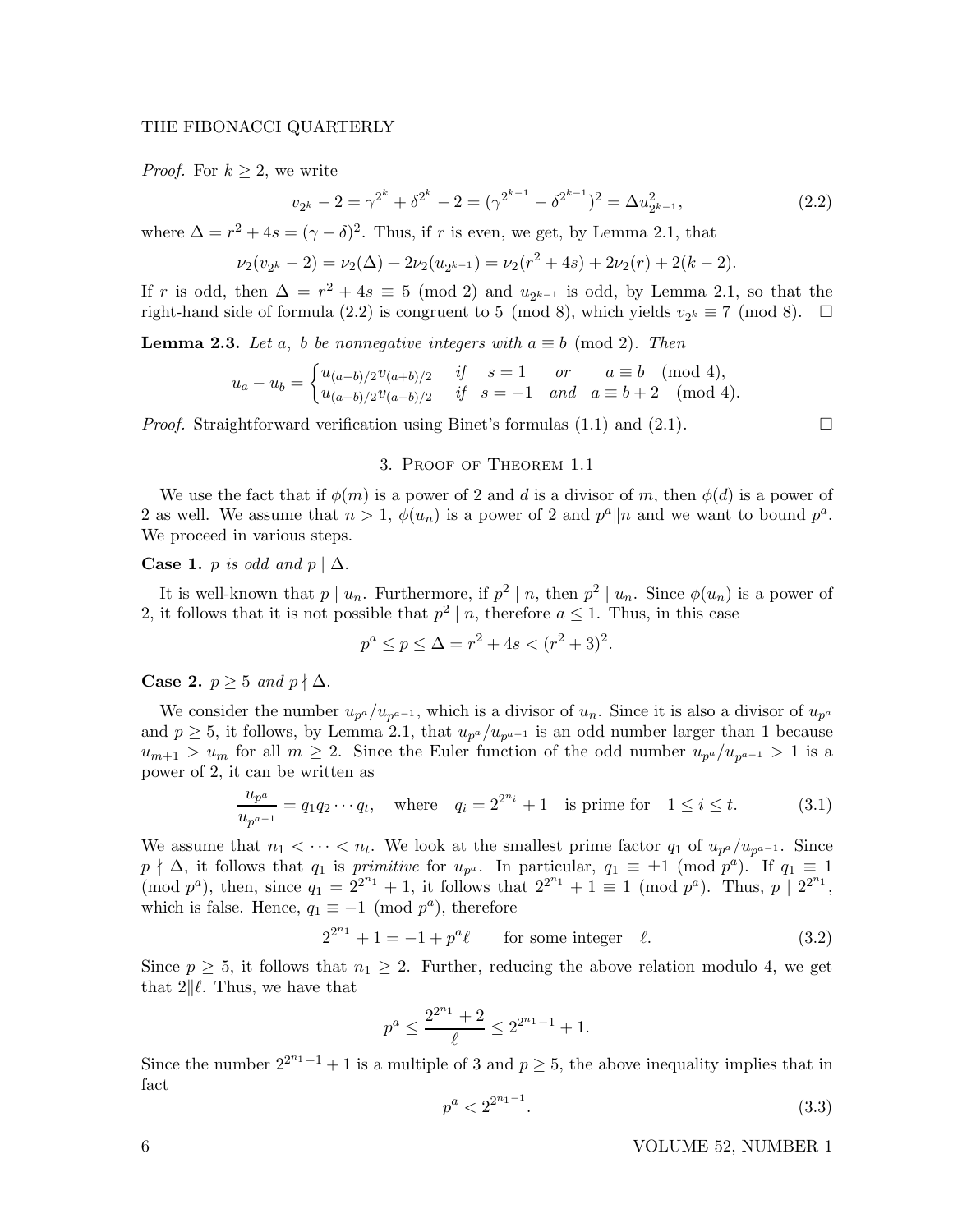*Proof.* For $k \geq 2$, we write

$$v_{2^k} - 2 = \gamma^{2^k} + \delta^{2^k} - 2 = (\gamma^{2^{k-1}} - \delta^{2^{k-1}})^2 = \Delta u_{2^{k-1}}^2, \tag{2.2}$$

where $\Delta = r^2 + 4s = (\gamma - \delta)^2$. Thus, if $r$ is even, we get, by Lemma 2.1, that

$$\nu_2(v_{2^k} - 2) = \nu_2(\Delta) + 2\nu_2(u_{2^{k-1}}) = \nu_2(r^2 + 4s) + 2\nu_2(r) + 2(k-2).$$

If $r$ is odd, then $\Delta = r^2 + 4s \equiv 5 \pmod 2$ and $u_{2^{k-1}}$ is odd, by Lemma 2.1, so that the right-hand side of formula (2.2) is congruent to $5 \pmod 8$, which yields $v_{2^k} \equiv 7 \pmod 8$. $\square$

**Lemma 2.3.** *Let $a$, $b$ be nonnegative integers with $a \equiv b \pmod 2$. Then*

$$u_a - u_b = \begin{cases} u_{(a-b)/2} v_{(a+b)/2} & \text{if} \quad s = 1 \quad \text{or} \quad a \equiv b \pmod 4, \\ u_{(a+b)/2} v_{(a-b)/2} & \text{if} \quad s = -1 \quad \text{and} \quad a \equiv b + 2 \pmod 4. \end{cases}$$

*Proof.* Straightforward verification using Binet's formulas (1.1) and (2.1). $\square$

## 3. Proof of Theorem 1.1

We use the fact that if $\phi(m)$ is a power of 2 and $d$ is a divisor of $m$, then $\phi(d)$ is a power of 2 as well. We assume that $n > 1$, $\phi(u_n)$ is a power of 2 and $p^a \| n$ and we want to bound $p^a$. We proceed in various steps.

**Case 1.** *$p$ is odd and $p \mid \Delta$.*

It is well-known that $p \mid u_n$. Furthermore, if $p^2 \mid n$, then $p^2 \mid u_n$. Since $\phi(u_n)$ is a power of 2, it follows that it is not possible that $p^2 \mid n$, therefore $a \leq 1$. Thus, in this case

$$p^a \leq p \leq \Delta = r^2 + 4s < (r^2 + 3)^2.$$

**Case 2.** *$p \geq 5$ and $p \nmid \Delta$.*

We consider the number $u_{p^a}/u_{p^{a-1}}$, which is a divisor of $u_n$. Since it is also a divisor of $u_{p^a}$ and $p \geq 5$, it follows, by Lemma 2.1, that $u_{p^a}/u_{p^{a-1}}$ is an odd number larger than 1 because $u_{m+1} > u_m$ for all $m \geq 2$. Since the Euler function of the odd number $u_{p^a}/u_{p^{a-1}} > 1$ is a power of 2, it can be written as

$$\frac{u_{p^a}}{u_{p^{a-1}}} = q_1 q_2 \cdots q_t, \quad \text{where} \quad q_i = 2^{2^{n_i}} + 1 \quad \text{is prime for} \quad 1 \leq i \leq t. \tag{3.1}$$

We assume that $n_1 < \cdots < n_t$. We look at the smallest prime factor $q_1$ of $u_{p^a}/u_{p^{a-1}}$. Since $p \nmid \Delta$, it follows that $q_1$ is *primitive* for $u_{p^a}$. In particular, $q_1 \equiv \pm 1 \pmod{p^a}$. If $q_1 \equiv 1 \pmod{p^a}$, then, since $q_1 = 2^{2^{n_1}} + 1$, it follows that $2^{2^{n_1}} + 1 \equiv 1 \pmod{p^a}$. Thus, $p \mid 2^{2^{n_1}}$, which is false. Hence, $q_1 \equiv -1 \pmod{p^a}$, therefore

$$2^{2^{n_1}} + 1 = -1 + p^a \ell \qquad \text{for some integer} \quad \ell. \tag{3.2}$$

Since $p \geq 5$, it follows that $n_1 \geq 2$. Further, reducing the above relation modulo 4, we get that $2 \| \ell$. Thus, we have that

$$p^a \leq \frac{2^{2^{n_1}} + 2}{\ell} \leq 2^{2^{n_1} - 1} + 1.$$

Since the number $2^{2^{n_1}-1} + 1$ is a multiple of 3 and $p \geq 5$, the above inequality implies that in fact

$$p^a < 2^{2^{n_1} - 1}. \tag{3.3}$$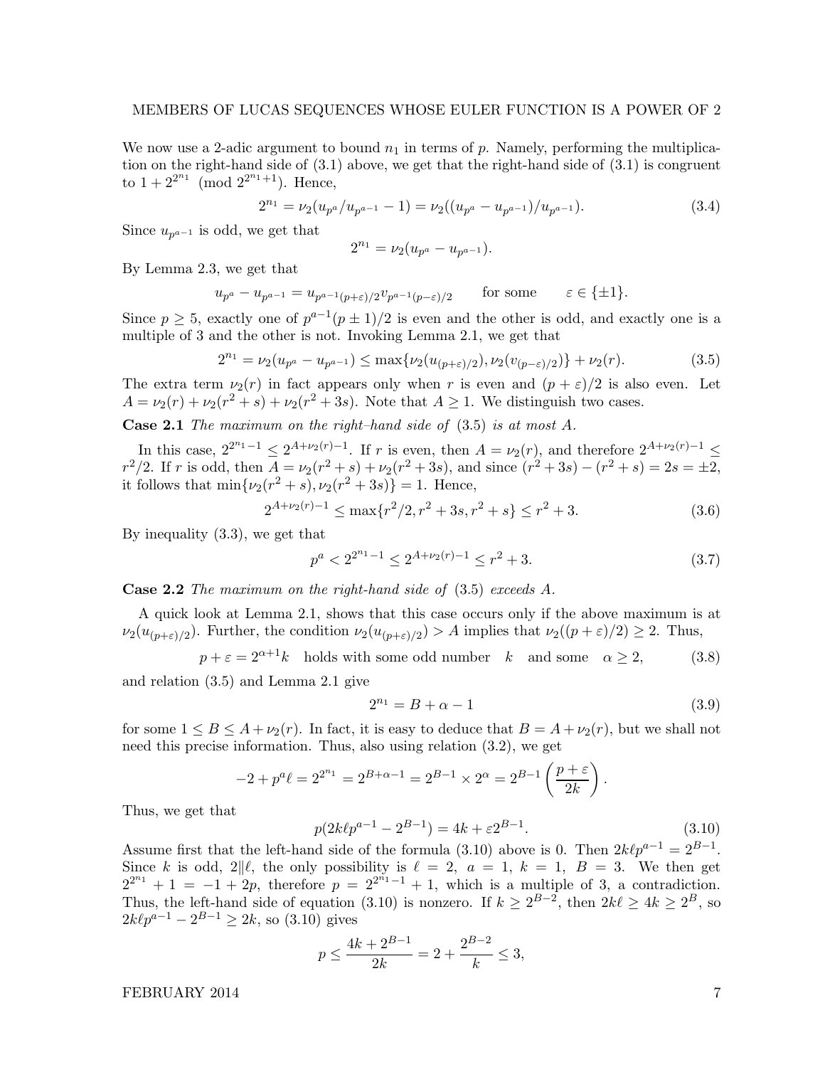We now use a 2-adic argument to bound $n_1$ in terms of $p$. Namely, performing the multiplication on the right-hand side of (3.1) above, we get that the right-hand side of (3.1) is congruent to $1 + 2^{2^{n_1}} \pmod{2^{2^{n_1}+1}}$. Hence,

$$2^{n_1} = \nu_2(u_{p^a}/u_{p^{a-1}} - 1) = \nu_2((u_{p^a} - u_{p^{a-1}})/u_{p^{a-1}}). \tag{3.4}$$

Since $u_{p^{a-1}}$ is odd, we get that

$$2^{n_1} = \nu_2(u_{p^a} - u_{p^{a-1}}).$$

By Lemma 2.3, we get that

$$u_{p^a} - u_{p^{a-1}} = u_{p^{a-1}(p+\varepsilon)/2} v_{p^{a-1}(p-\varepsilon)/2} \qquad \text{for some} \qquad \varepsilon \in \{\pm 1\}.$$

Since $p \geq 5$, exactly one of $p^{a-1}(p \pm 1)/2$ is even and the other is odd, and exactly one is a multiple of 3 and the other is not. Invoking Lemma 2.1, we get that

$$2^{n_1} = \nu_2(u_{p^a} - u_{p^{a-1}}) \leq \max\{\nu_2(u_{(p+\varepsilon)/2}), \nu_2(v_{(p-\varepsilon)/2})\} + \nu_2(r). \tag{3.5}$$

The extra term $\nu_2(r)$ in fact appears only when $r$ is even and $(p+\varepsilon)/2$ is also even. Let $A = \nu_2(r) + \nu_2(r^2 + s) + \nu_2(r^2 + 3s)$. Note that $A \geq 1$. We distinguish two cases.

**Case 2.1** *The maximum on the right–hand side of* (3.5) *is at most* $A$.

In this case, $2^{2^{n_1}-1} \leq 2^{A+\nu_2(r)-1}$. If $r$ is even, then $A = \nu_2(r)$, and therefore $2^{A+\nu_2(r)-1} \leq r^2/2$. If $r$ is odd, then $A = \nu_2(r^2+s) + \nu_2(r^2+3s)$, and since $(r^2+3s) - (r^2+s) = 2s = \pm 2$, it follows that $\min\{\nu_2(r^2+s), \nu_2(r^2+3s)\} = 1$. Hence,

$$2^{A+\nu_2(r)-1} \leq \max\{r^2/2, r^2+3s, r^2+s\} \leq r^2 + 3. \tag{3.6}$$

By inequality (3.3), we get that

$$p^a < 2^{2^{n_1}-1} \leq 2^{A+\nu_2(r)-1} \leq r^2 + 3. \tag{3.7}$$

**Case 2.2** *The maximum on the right-hand side of* (3.5) *exceeds* $A$.

A quick look at Lemma 2.1, shows that this case occurs only if the above maximum is at $\nu_2(u_{(p+\varepsilon)/2})$. Further, the condition $\nu_2(u_{(p+\varepsilon)/2}) > A$ implies that $\nu_2((p+\varepsilon)/2) \geq 2$. Thus,

$$p + \varepsilon = 2^{\alpha+1}k \quad \text{holds with some odd number} \quad k \quad \text{and some} \quad \alpha \geq 2, \tag{3.8}$$

and relation (3.5) and Lemma 2.1 give

$$2^{n_1} = B + \alpha - 1 \tag{3.9}$$

for some $1 \leq B \leq A + \nu_2(r)$. In fact, it is easy to deduce that $B = A + \nu_2(r)$, but we shall not need this precise information. Thus, also using relation (3.2), we get

$$-2 + p^a\ell = 2^{2^{n_1}} = 2^{B+\alpha-1} = 2^{B-1} \times 2^{\alpha} = 2^{B-1}\left(\frac{p+\varepsilon}{2k}\right).$$

Thus, we get that

$$p(2k\ell p^{a-1} - 2^{B-1}) = 4k + \varepsilon 2^{B-1}. \tag{3.10}$$

Assume first that the left-hand side of the formula (3.10) above is 0. Then $2k\ell p^{a-1} = 2^{B-1}$. Since $k$ is odd, $2 \| \ell$, the only possibility is $\ell = 2$, $a = 1$, $k = 1$, $B = 3$. We then get $2^{2^{n_1}} + 1 = -1 + 2p$, therefore $p = 2^{2^{n_1}-1} + 1$, which is a multiple of 3, a contradiction. Thus, the left-hand side of equation (3.10) is nonzero. If $k \geq 2^{B-2}$, then $2k\ell \geq 4k \geq 2^B$, so $2k\ell p^{a-1} - 2^{B-1} \geq 2k$, so (3.10) gives

$$p \leq \frac{4k + 2^{B-1}}{2k} = 2 + \frac{2^{B-2}}{k} \leq 3,$$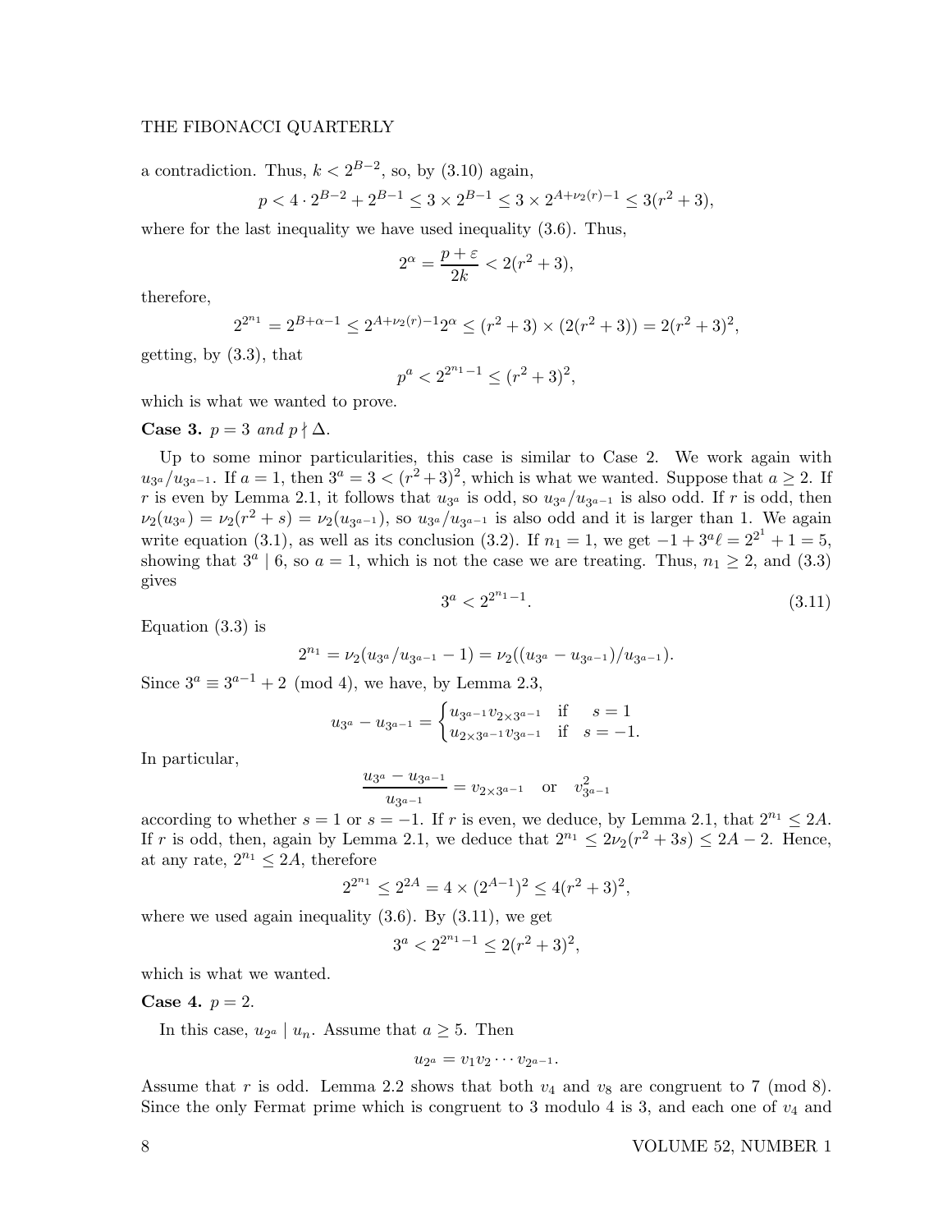a contradiction. Thus, $k < 2^{B-2}$, so, by (3.10) again,

$$p < 4 \cdot 2^{B-2} + 2^{B-1} \leq 3 \times 2^{B-1} \leq 3 \times 2^{A+\nu_2(r)-1} \leq 3(r^2+3),$$

where for the last inequality we have used inequality (3.6). Thus,

$$2^\alpha = \frac{p+\varepsilon}{2k} < 2(r^2+3),$$

therefore,

$$2^{2^{n_1}} = 2^{B+\alpha-1} \leq 2^{A+\nu_2(r)-1} 2^\alpha \leq (r^2+3) \times (2(r^2+3)) = 2(r^2+3)^2,$$

getting, by (3.3), that

$$p^a < 2^{2^{n_1}-1} \leq (r^2+3)^2,$$

which is what we wanted to prove.

**Case 3.** *$p = 3$ and $p \nmid \Delta$.*

Up to some minor particularities, this case is similar to Case 2. We work again with $u_{3^a}/u_{3^{a-1}}$. If $a = 1$, then $3^a = 3 < (r^2+3)^2$, which is what we wanted. Suppose that $a \geq 2$. If $r$ is even by Lemma 2.1, it follows that $u_{3^a}$ is odd, so $u_{3^a}/u_{3^{a-1}}$ is also odd. If $r$ is odd, then $\nu_2(u_{3^a}) = \nu_2(r^2+s) = \nu_2(u_{3^{a-1}})$, so $u_{3^a}/u_{3^{a-1}}$ is also odd and it is larger than 1. We again write equation (3.1), as well as its conclusion (3.2). If $n_1 = 1$, we get $-1 + 3^a \ell = 2^{2^1} + 1 = 5$, showing that $3^a \mid 6$, so $a = 1$, which is not the case we are treating. Thus, $n_1 \geq 2$, and (3.3) gives

$$3^a < 2^{2^{n_1}-1}. \tag{3.11}$$

Equation (3.3) is

$$2^{n_1} = \nu_2(u_{3^a}/u_{3^{a-1}} - 1) = \nu_2((u_{3^a} - u_{3^{a-1}})/u_{3^{a-1}}).$$

Since $3^a \equiv 3^{a-1} + 2 \pmod 4$, we have, by Lemma 2.3,

$$u_{3^a} - u_{3^{a-1}} = \begin{cases} u_{3^{a-1}} v_{2 \times 3^{a-1}} & \text{if} \quad s = 1 \\ u_{2 \times 3^{a-1}} v_{3^{a-1}} & \text{if} \quad s = -1. \end{cases}$$

In particular,

$$\frac{u_{3^a} - u_{3^{a-1}}}{u_{3^{a-1}}} = v_{2 \times 3^{a-1}} \quad \text{or} \quad v_{3^{a-1}}^2$$

according to whether $s = 1$ or $s = -1$. If $r$ is even, we deduce, by Lemma 2.1, that $2^{n_1} \leq 2A$. If $r$ is odd, then, again by Lemma 2.1, we deduce that $2^{n_1} \leq 2\nu_2(r^2+3s) \leq 2A - 2$. Hence, at any rate, $2^{n_1} \leq 2A$, therefore

$$2^{2^{n_1}} \leq 2^{2A} = 4 \times (2^{A-1})^2 \leq 4(r^2+3)^2,$$

where we used again inequality (3.6). By (3.11), we get

$$3^a < 2^{2^{n_1}-1} \leq 2(r^2+3)^2,$$

which is what we wanted.

**Case 4.** $p = 2$.

In this case, $u_{2^a} \mid u_n$. Assume that $a \geq 5$. Then

$$u_{2^a} = v_1 v_2 \cdots v_{2^{a-1}}.$$

Assume that $r$ is odd. Lemma 2.2 shows that both $v_4$ and $v_8$ are congruent to 7 (mod 8). Since the only Fermat prime which is congruent to 3 modulo 4 is 3, and each one of $v_4$ and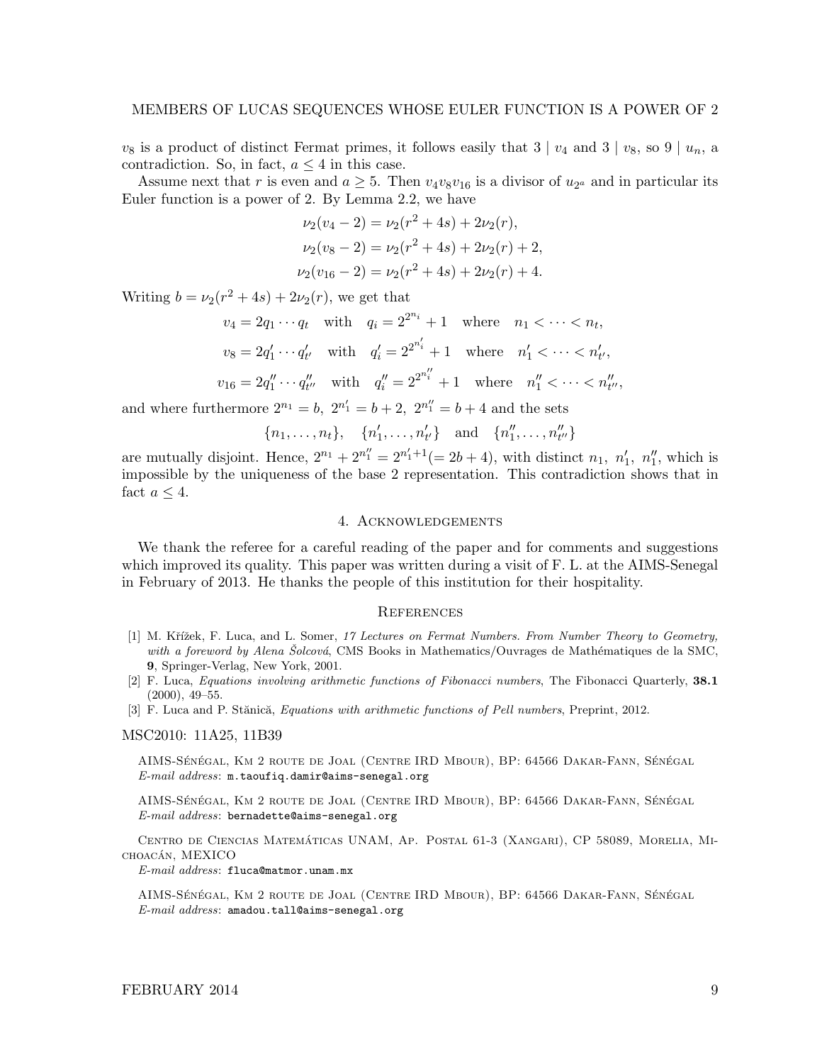$v_8$ is a product of distinct Fermat primes, it follows easily that $3 \mid v_4$ and $3 \mid v_8$, so $9 \mid u_n$, a contradiction. So, in fact, $a \le 4$ in this case.

Assume next that $r$ is even and $a \ge 5$. Then $v_4 v_8 v_{16}$ is a divisor of $u_{2^a}$ and in particular its Euler function is a power of 2. By Lemma 2.2, we have

$$\nu_2(v_4 - 2) = \nu_2(r^2 + 4s) + 2\nu_2(r),$$
$$\nu_2(v_8 - 2) = \nu_2(r^2 + 4s) + 2\nu_2(r) + 2,$$
$$\nu_2(v_{16} - 2) = \nu_2(r^2 + 4s) + 2\nu_2(r) + 4.$$

Writing $b = \nu_2(r^2 + 4s) + 2\nu_2(r)$, we get that

$$v_4 = 2q_1 \cdots q_t \quad \text{with} \quad q_i = 2^{2^{n_i}} + 1 \quad \text{where} \quad n_1 < \cdots < n_t,$$
$$v_8 = 2q'_1 \cdots q'_{t'} \quad \text{with} \quad q'_i = 2^{2^{n'_i}} + 1 \quad \text{where} \quad n'_1 < \cdots < n'_{t'},$$
$$v_{16} = 2q''_1 \cdots q''_{t''} \quad \text{with} \quad q''_i = 2^{2^{n''_i}} + 1 \quad \text{where} \quad n''_1 < \cdots < n''_{t''},$$

and where furthermore $2^{n_1} = b,\ 2^{n'_1} = b + 2,\ 2^{n''_1} = b + 4$ and the sets

$$\{n_1, \ldots, n_t\}, \quad \{n'_1, \ldots, n'_{t'}\} \quad \text{and} \quad \{n''_1, \ldots, n''_{t''}\}$$

are mutually disjoint. Hence, $2^{n_1} + 2^{n''_1} = 2^{n'_1 + 1} (= 2b + 4)$, with distinct $n_1,\ n'_1,\ n''_1$, which is impossible by the uniqueness of the base 2 representation. This contradiction shows that in fact $a \le 4$.

## 4. Acknowledgements

We thank the referee for a careful reading of the paper and for comments and suggestions which improved its quality. This paper was written during a visit of F. L. at the AIMS-Senegal in February of 2013. He thanks the people of this institution for their hospitality.

## References

[1] M. Křížek, F. Luca, and L. Somer, *17 Lectures on Fermat Numbers. From Number Theory to Geometry, with a foreword by Alena Šolcová*, CMS Books in Mathematics/Ouvrages de Mathématiques de la SMC, **9**, Springer-Verlag, New York, 2001.

[2] F. Luca, *Equations involving arithmetic functions of Fibonacci numbers*, The Fibonacci Quarterly, **38.1** (2000), 49–55.

[3] F. Luca and P. Stănică, *Equations with arithmetic functions of Pell numbers*, Preprint, 2012.

MSC2010: 11A25, 11B39

AIMS-Sénégal, Km 2 route de Joal (Centre IRD Mbour), BP: 64566 Dakar-Fann, Sénégal
*E-mail address*: m.taoufiq.damir@aims-senegal.org

AIMS-Sénégal, Km 2 route de Joal (Centre IRD Mbour), BP: 64566 Dakar-Fann, Sénégal
*E-mail address*: bernadette@aims-senegal.org

Centro de Ciencias Matemáticas UNAM, Ap. Postal 61-3 (Xangari), CP 58089, Morelia, Michoacán, MEXICO
*E-mail address*: fluca@matmor.unam.mx

AIMS-Sénégal, Km 2 route de Joal (Centre IRD Mbour), BP: 64566 Dakar-Fann, Sénégal
*E-mail address*: amadou.tall@aims-senegal.org